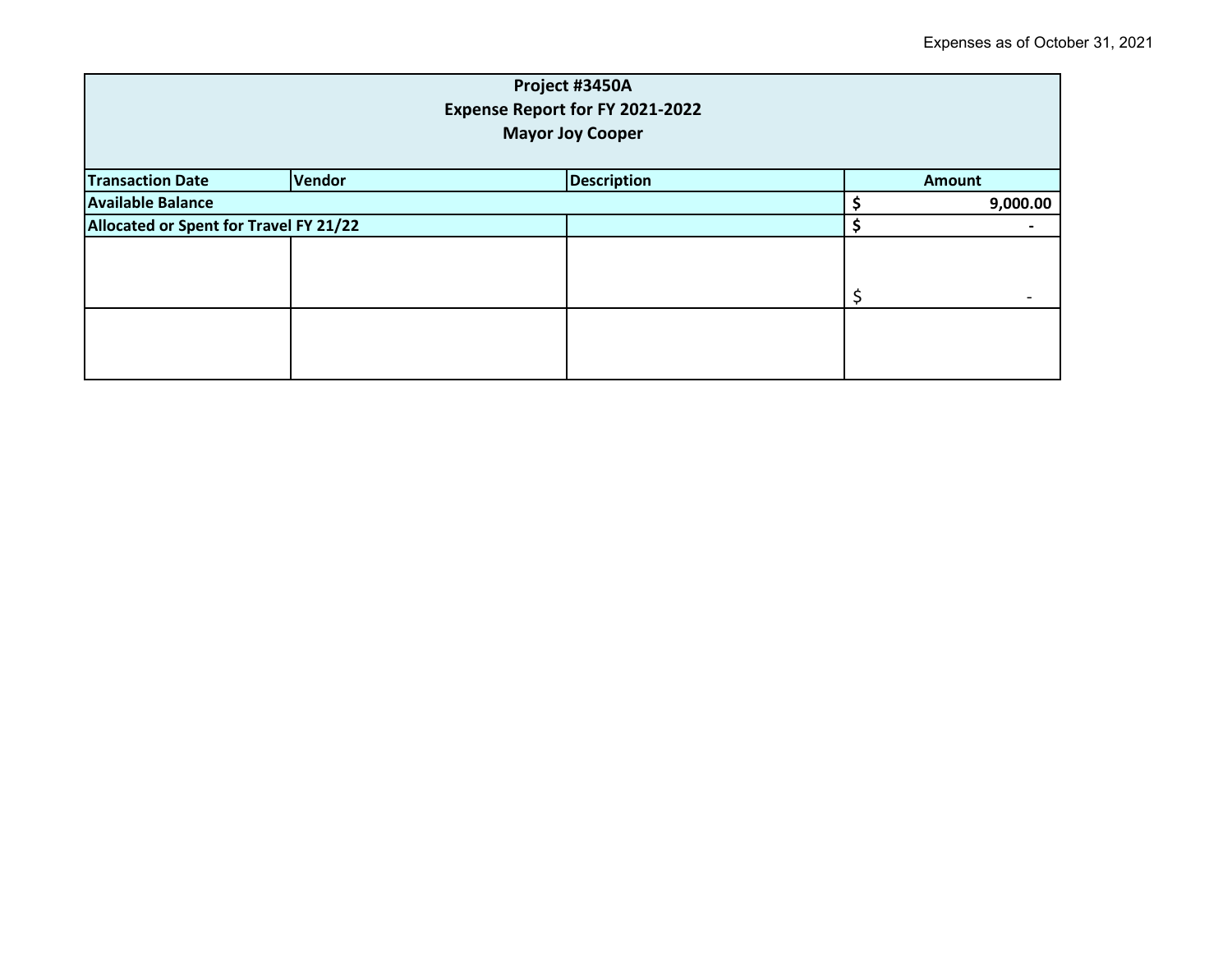Expenses as of October 31, 2021

| Project #3450A<br>Expense Report for FY 2021-2022<br>Mayor Joy Cooper | | | |
|---|---|---|---|
| **Transaction Date** | **Vendor** | **Description** | **Amount** |
| **Available Balance** | | | **$ 9,000.00** |
| **Allocated or Spent for Travel FY 21/22** | | | **$ -** |
| | | | $ - |
| | | | |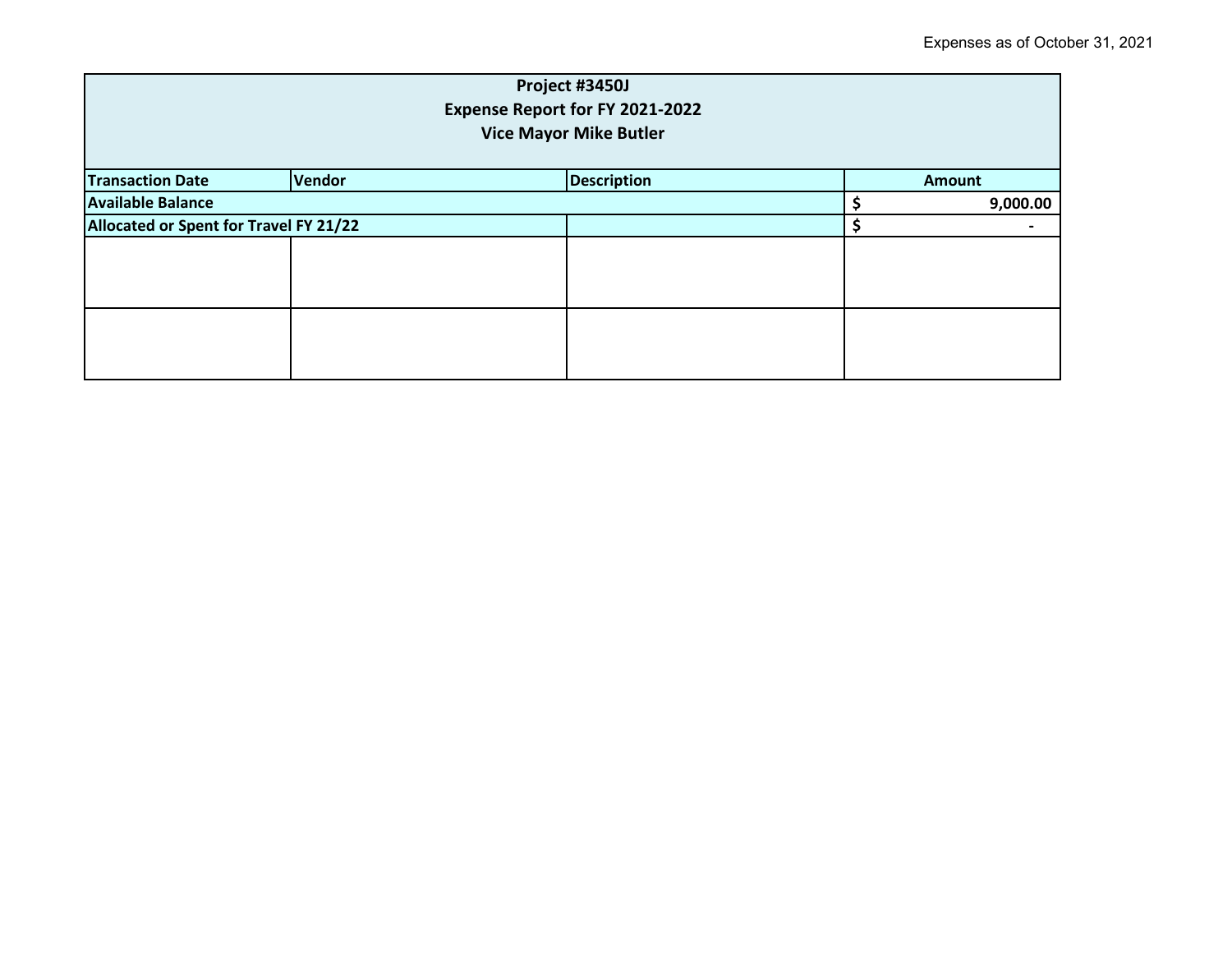Expenses as of October 31, 2021

| Project #3450J<br>Expense Report for FY 2021-2022<br>Vice Mayor Mike Butler | | | |
| --- | --- | --- | --- |
| **Transaction Date** | **Vendor** | **Description** | **Amount** |
| **Available Balance** | | | **$ 9,000.00** |
| **Allocated or Spent for Travel FY 21/22** | | | **$ -** |
| | | | |
| | | | |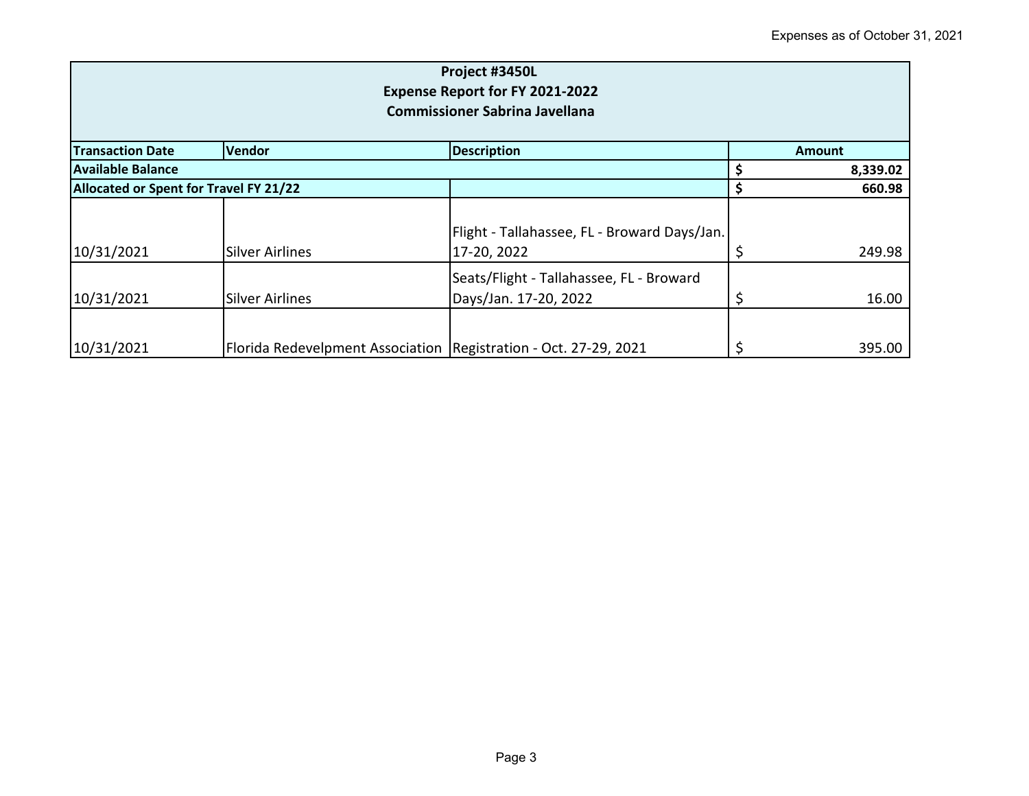Expenses as of October 31, 2021

| **Project #3450L**<br>**Expense Report for FY 2021-2022**<br>**Commissioner Sabrina Javellana** | | | |
|---|---|---|---|
| **Transaction Date** | **Vendor** | **Description** | **Amount** |
| **Available Balance** | | | **$ 8,339.02** |
| **Allocated or Spent for Travel FY 21/22** | | | **$ 660.98** |
| 10/31/2021 | Silver Airlines | Flight - Tallahassee, FL - Broward Days/Jan. 17-20, 2022 | $ 249.98 |
| 10/31/2021 | Silver Airlines | Seats/Flight - Tallahassee, FL - Broward Days/Jan. 17-20, 2022 | $ 16.00 |
| 10/31/2021 | Florida Redevelpment Association | Registration - Oct. 27-29, 2021 | $ 395.00 |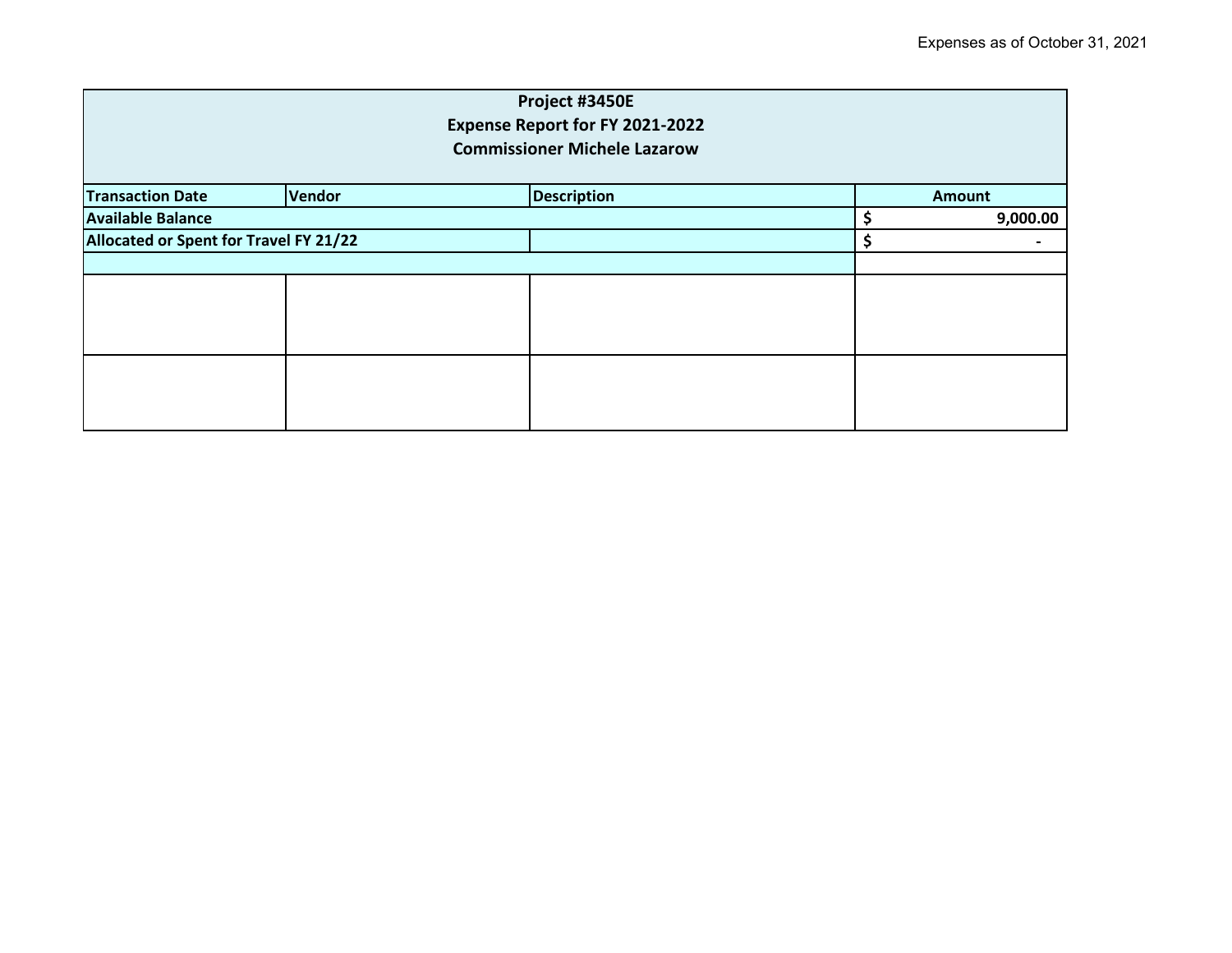Expenses as of October 31, 2021

| Project #3450E<br>Expense Report for FY 2021-2022<br>Commissioner Michele Lazarow | | | |
|---|---|---|---|
| **Transaction Date** | **Vendor** | **Description** | **Amount** |
| **Available Balance** | | | $ 9,000.00 |
| **Allocated or Spent for Travel FY 21/22** | | | $ - |
| | | | |
| | | | |
| | | | |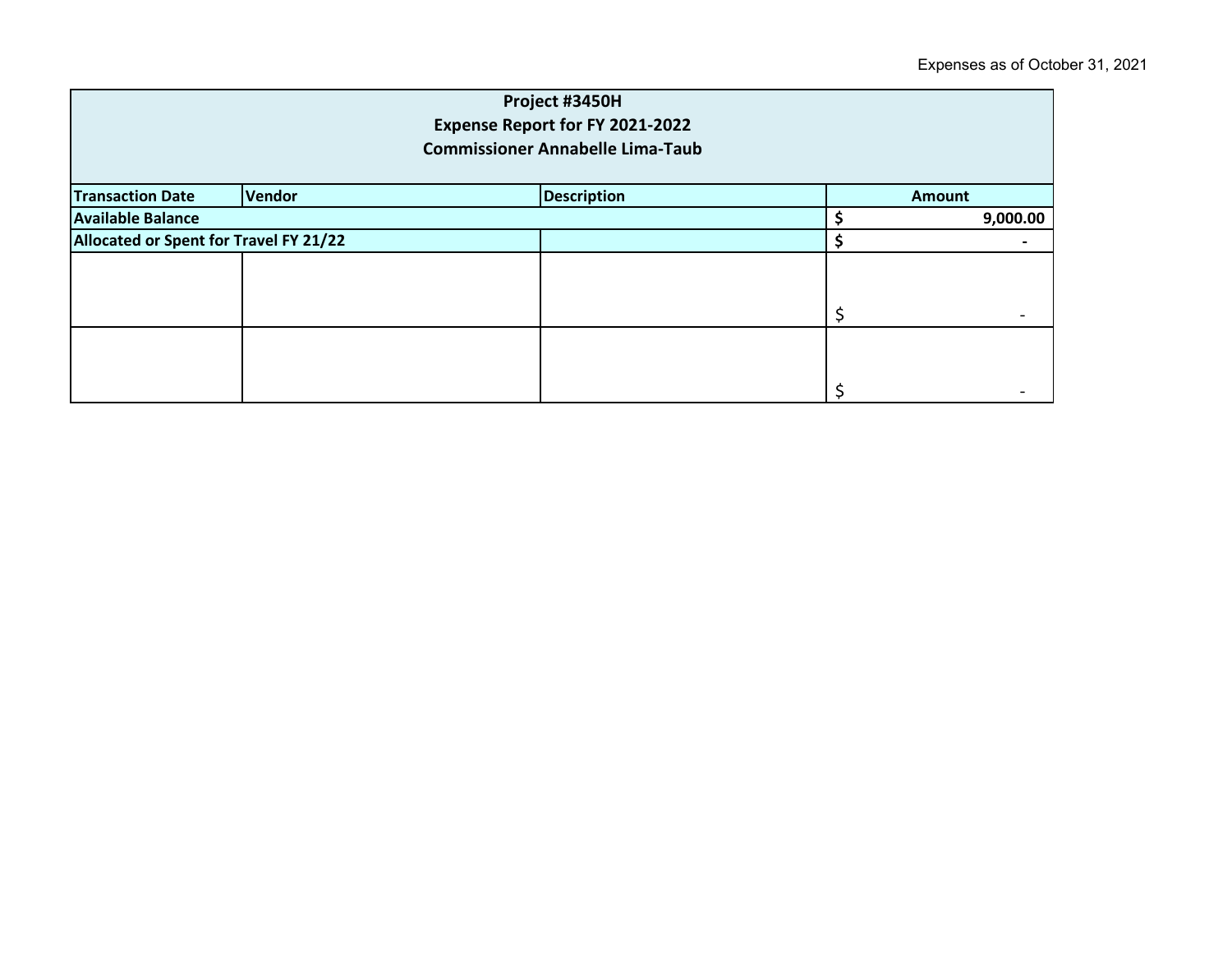Expenses as of October 31, 2021

| Project #3450H<br>Expense Report for FY 2021-2022<br>Commissioner Annabelle Lima-Taub | | | |
|---|---|---|---|
| **Transaction Date** | **Vendor** | **Description** | **Amount** |
| **Available Balance** | | | **$ 9,000.00** |
| **Allocated or Spent for Travel FY 21/22** | | | **$ -** |
| | | | $ - |
| | | | $ - |